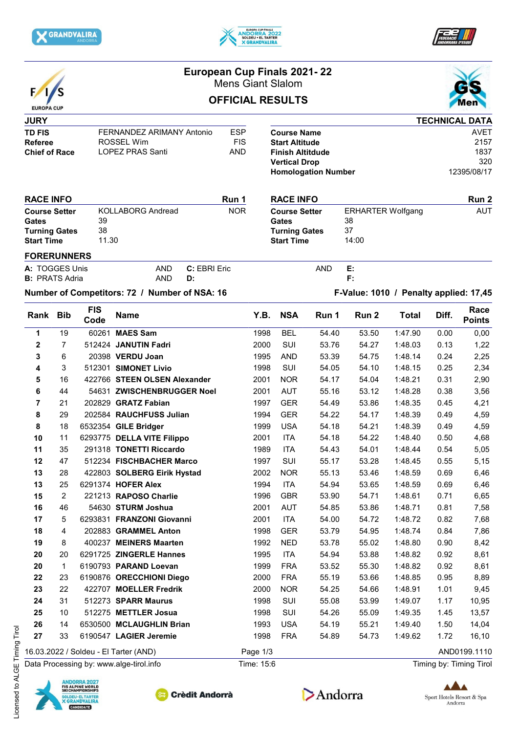# European Cup Finals 2021- 22

## Mens Giant Slalom

## OFFICIAL RESULTS

| JURY | | |
|---|---|---|
| **TD FIS** | FERNANDEZ ARIMANY Antonio | ESP |
| **Referee** | ROSSEL Wim | FIS |
| **Chief of Race** | LOPEZ PRAS Santi | AND |

| TECHNICAL DATA | |
|---|---|
| **Course Name** | AVET |
| **Start Altitude** | 2157 |
| **Finish Altitude** | 1837 |
| **Vertical Drop** | 320 |
| **Homologation Number** | 12395/08/17 |

| RACE INFO | | Run 1 |
|---|---|---|
| **Course Setter** | KOLLABORG Andread | NOR |
| **Gates** | 39 | |
| **Turning Gates** | 38 | |
| **Start Time** | 11.30 | |

| RACE INFO | | Run 2 |
|---|---|---|
| **Course Setter** | ERHARTER Wolfgang | AUT |
| **Gates** | 38 | |
| **Turning Gates** | 37 | |
| **Start Time** | 14:00 | |

**FORERUNNERS**

**A:** TOGGES Unis AND
**B:** PRATS Adria AND
**C:** EBRI Eric AND
**D:**
**E:**
**F:**

**Number of Competitors: 72 / Number of NSA: 16**

**F-Value: 1010 / Penalty applied: 17,45**

| Rank | Bib | FIS Code | Name | Y.B. | NSA | Run 1 | Run 2 | Total | Diff. | Race Points |
|---|---|---|---|---|---|---|---|---|---|---|
| 1 | 19 | 60261 | **MAES Sam** | 1998 | BEL | 54.40 | 53.50 | 1:47.90 | 0.00 | 0,00 |
| 2 | 7 | 512424 | **JANUTIN Fadri** | 2000 | SUI | 53.76 | 54.27 | 1:48.03 | 0.13 | 1,22 |
| 3 | 6 | 20398 | **VERDU Joan** | 1995 | AND | 53.39 | 54.75 | 1:48.14 | 0.24 | 2,25 |
| 4 | 3 | 512301 | **SIMONET Livio** | 1998 | SUI | 54.05 | 54.10 | 1:48.15 | 0.25 | 2,34 |
| 5 | 16 | 422766 | **STEEN OLSEN Alexander** | 2001 | NOR | 54.17 | 54.04 | 1:48.21 | 0.31 | 2,90 |
| 6 | 44 | 54631 | **ZWISCHENBRUGGER Noel** | 2001 | AUT | 55.16 | 53.12 | 1:48.28 | 0.38 | 3,56 |
| 7 | 21 | 202829 | **GRATZ Fabian** | 1997 | GER | 54.49 | 53.86 | 1:48.35 | 0.45 | 4,21 |
| 8 | 29 | 202584 | **RAUCHFUSS Julian** | 1994 | GER | 54.22 | 54.17 | 1:48.39 | 0.49 | 4,59 |
| 8 | 18 | 6532354 | **GILE Bridger** | 1999 | USA | 54.18 | 54.21 | 1:48.39 | 0.49 | 4,59 |
| 10 | 11 | 6293775 | **DELLA VITE Filippo** | 2001 | ITA | 54.18 | 54.22 | 1:48.40 | 0.50 | 4,68 |
| 11 | 35 | 291318 | **TONETTI Riccardo** | 1989 | ITA | 54.43 | 54.01 | 1:48.44 | 0.54 | 5,05 |
| 12 | 47 | 512234 | **FISCHBACHER Marco** | 1997 | SUI | 55.17 | 53.28 | 1:48.45 | 0.55 | 5,15 |
| 13 | 28 | 422803 | **SOLBERG Eirik Hystad** | 2002 | NOR | 55.13 | 53.46 | 1:48.59 | 0.69 | 6,46 |
| 13 | 25 | 6291374 | **HOFER Alex** | 1994 | ITA | 54.94 | 53.65 | 1:48.59 | 0.69 | 6,46 |
| 15 | 2 | 221213 | **RAPOSO Charlie** | 1996 | GBR | 53.90 | 54.71 | 1:48.61 | 0.71 | 6,65 |
| 16 | 46 | 54630 | **STURM Joshua** | 2001 | AUT | 54.85 | 53.86 | 1:48.71 | 0.81 | 7,58 |
| 17 | 5 | 6293831 | **FRANZONI Giovanni** | 2001 | ITA | 54.00 | 54.72 | 1:48.72 | 0.82 | 7,68 |
| 18 | 4 | 202883 | **GRAMMEL Anton** | 1998 | GER | 53.79 | 54.95 | 1:48.74 | 0.84 | 7,86 |
| 19 | 8 | 400237 | **MEINERS Maarten** | 1992 | NED | 53.78 | 55.02 | 1:48.80 | 0.90 | 8,42 |
| 20 | 20 | 6291725 | **ZINGERLE Hannes** | 1995 | ITA | 54.94 | 53.88 | 1:48.82 | 0.92 | 8,61 |
| 20 | 1 | 6190793 | **PARAND Loevan** | 1999 | FRA | 53.52 | 55.30 | 1:48.82 | 0.92 | 8,61 |
| 22 | 23 | 6190876 | **ORECCHIONI Diego** | 2000 | FRA | 55.19 | 53.66 | 1:48.85 | 0.95 | 8,89 |
| 23 | 22 | 422707 | **MOELLER Fredrik** | 2000 | NOR | 54.25 | 54.66 | 1:48.91 | 1.01 | 9,45 |
| 24 | 31 | 512273 | **SPARR Maurus** | 1998 | SUI | 55.08 | 53.99 | 1:49.07 | 1.17 | 10,95 |
| 25 | 10 | 512275 | **METTLER Josua** | 1998 | SUI | 54.26 | 55.09 | 1:49.35 | 1.45 | 13,57 |
| 26 | 14 | 6530500 | **MCLAUGHLIN Brian** | 1993 | USA | 54.19 | 55.21 | 1:49.40 | 1.50 | 14,04 |
| 27 | 33 | 6190547 | **LAGIER Jeremie** | 1998 | FRA | 54.89 | 54.73 | 1:49.62 | 1.72 | 16,10 |

16.03.2022 / Soldeu - El Tarter (AND) AND0199.1110

Data Processing by: www.alge-tirol.info Time: 15:6 Timing by: Timing Tirol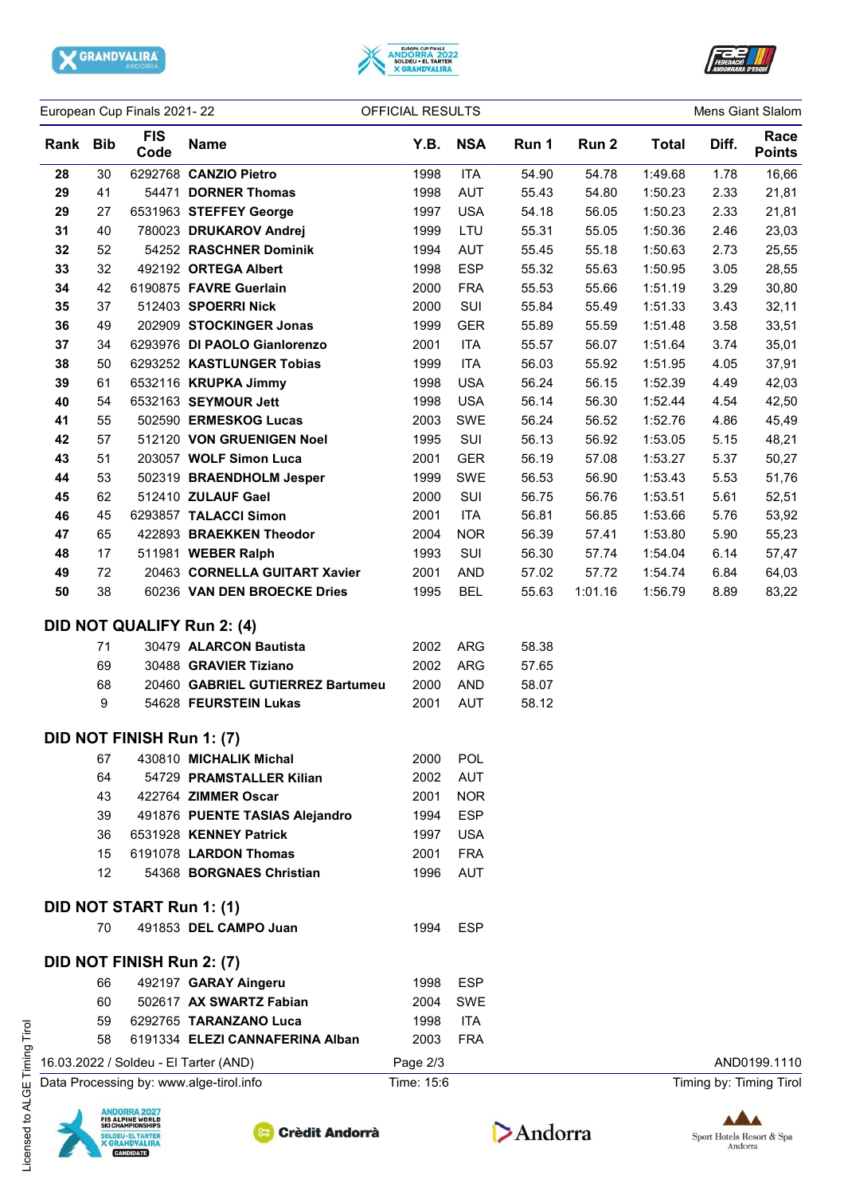European Cup Finals 2021- 22 — OFFICIAL RESULTS — Mens Giant Slalom

| Rank | Bib | FIS Code | Name | Y.B. | NSA | Run 1 | Run 2 | Total | Diff. | Race Points |
|---|---|---|---|---|---|---|---|---|---|---|
| 28 | 30 | 6292768 | **CANZIO Pietro** | 1998 | ITA | 54.90 | 54.78 | 1:49.68 | 1.78 | 16,66 |
| 29 | 41 | 54471 | **DORNER Thomas** | 1998 | AUT | 55.43 | 54.80 | 1:50.23 | 2.33 | 21,81 |
| 29 | 27 | 6531963 | **STEFFEY George** | 1997 | USA | 54.18 | 56.05 | 1:50.23 | 2.33 | 21,81 |
| 31 | 40 | 780023 | **DRUKAROV Andrej** | 1999 | LTU | 55.31 | 55.05 | 1:50.36 | 2.46 | 23,03 |
| 32 | 52 | 54252 | **RASCHNER Dominik** | 1994 | AUT | 55.45 | 55.18 | 1:50.63 | 2.73 | 25,55 |
| 33 | 32 | 492192 | **ORTEGA Albert** | 1998 | ESP | 55.32 | 55.63 | 1:50.95 | 3.05 | 28,55 |
| 34 | 42 | 6190875 | **FAVRE Guerlain** | 2000 | FRA | 55.53 | 55.66 | 1:51.19 | 3.29 | 30,80 |
| 35 | 37 | 512403 | **SPOERRI Nick** | 2000 | SUI | 55.84 | 55.49 | 1:51.33 | 3.43 | 32,11 |
| 36 | 49 | 202909 | **STOCKINGER Jonas** | 1999 | GER | 55.89 | 55.59 | 1:51.48 | 3.58 | 33,51 |
| 37 | 34 | 6293976 | **DI PAOLO Gianlorenzo** | 2001 | ITA | 55.57 | 56.07 | 1:51.64 | 3.74 | 35,01 |
| 38 | 50 | 6293252 | **KASTLUNGER Tobias** | 1999 | ITA | 56.03 | 55.92 | 1:51.95 | 4.05 | 37,91 |
| 39 | 61 | 6532116 | **KRUPKA Jimmy** | 1998 | USA | 56.24 | 56.15 | 1:52.39 | 4.49 | 42,03 |
| 40 | 54 | 6532163 | **SEYMOUR Jett** | 1998 | USA | 56.14 | 56.30 | 1:52.44 | 4.54 | 42,50 |
| 41 | 55 | 502590 | **ERMESKOG Lucas** | 2003 | SWE | 56.24 | 56.52 | 1:52.76 | 4.86 | 45,49 |
| 42 | 57 | 512120 | **VON GRUENIGEN Noel** | 1995 | SUI | 56.13 | 56.92 | 1:53.05 | 5.15 | 48,21 |
| 43 | 51 | 203057 | **WOLF Simon Luca** | 2001 | GER | 56.19 | 57.08 | 1:53.27 | 5.37 | 50,27 |
| 44 | 53 | 502319 | **BRAENDHOLM Jesper** | 1999 | SWE | 56.53 | 56.90 | 1:53.43 | 5.53 | 51,76 |
| 45 | 62 | 512410 | **ZULAUF Gael** | 2000 | SUI | 56.75 | 56.76 | 1:53.51 | 5.61 | 52,51 |
| 46 | 45 | 6293857 | **TALACCI Simon** | 2001 | ITA | 56.81 | 56.85 | 1:53.66 | 5.76 | 53,92 |
| 47 | 65 | 422893 | **BRAEKKEN Theodor** | 2004 | NOR | 56.39 | 57.41 | 1:53.80 | 5.90 | 55,23 |
| 48 | 17 | 511981 | **WEBER Ralph** | 1993 | SUI | 56.30 | 57.74 | 1:54.04 | 6.14 | 57,47 |
| 49 | 72 | 20463 | **CORNELLA GUITART Xavier** | 2001 | AND | 57.02 | 57.72 | 1:54.74 | 6.84 | 64,03 |
| 50 | 38 | 60236 | **VAN DEN BROECKE Dries** | 1995 | BEL | 55.63 | 1:01.16 | 1:56.79 | 8.89 | 83,22 |

## DID NOT QUALIFY Run 2: (4)

| Bib | FIS Code | Name | Y.B. | NSA | Run 1 |
|---|---|---|---|---|---|
| 71 | 30479 | **ALARCON Bautista** | 2002 | ARG | 58.38 |
| 69 | 30488 | **GRAVIER Tiziano** | 2002 | ARG | 57.65 |
| 68 | 20460 | **GABRIEL GUTIERREZ Bartumeu** | 2000 | AND | 58.07 |
| 9 | 54628 | **FEURSTEIN Lukas** | 2001 | AUT | 58.12 |

## DID NOT FINISH Run 1: (7)

| Bib | FIS Code | Name | Y.B. | NSA |
|---|---|---|---|---|
| 67 | 430810 | **MICHALIK Michal** | 2000 | POL |
| 64 | 54729 | **PRAMSTALLER Kilian** | 2002 | AUT |
| 43 | 422764 | **ZIMMER Oscar** | 2001 | NOR |
| 39 | 491876 | **PUENTE TASIAS Alejandro** | 1994 | ESP |
| 36 | 6531928 | **KENNEY Patrick** | 1997 | USA |
| 15 | 6191078 | **LARDON Thomas** | 2001 | FRA |
| 12 | 54368 | **BORGNAES Christian** | 1996 | AUT |

## DID NOT START Run 1: (1)

| Bib | FIS Code | Name | Y.B. | NSA |
|---|---|---|---|---|
| 70 | 491853 | **DEL CAMPO Juan** | 1994 | ESP |

## DID NOT FINISH Run 2: (7)

| Bib | FIS Code | Name | Y.B. | NSA |
|---|---|---|---|---|
| 66 | 492197 | **GARAY Aingeru** | 1998 | ESP |
| 60 | 502617 | **AX SWARTZ Fabian** | 2004 | SWE |
| 59 | 6292765 | **TARANZANO Luca** | 1998 | ITA |
| 58 | 6191334 | **ELEZI CANNAFERINA Alban** | 2003 | FRA |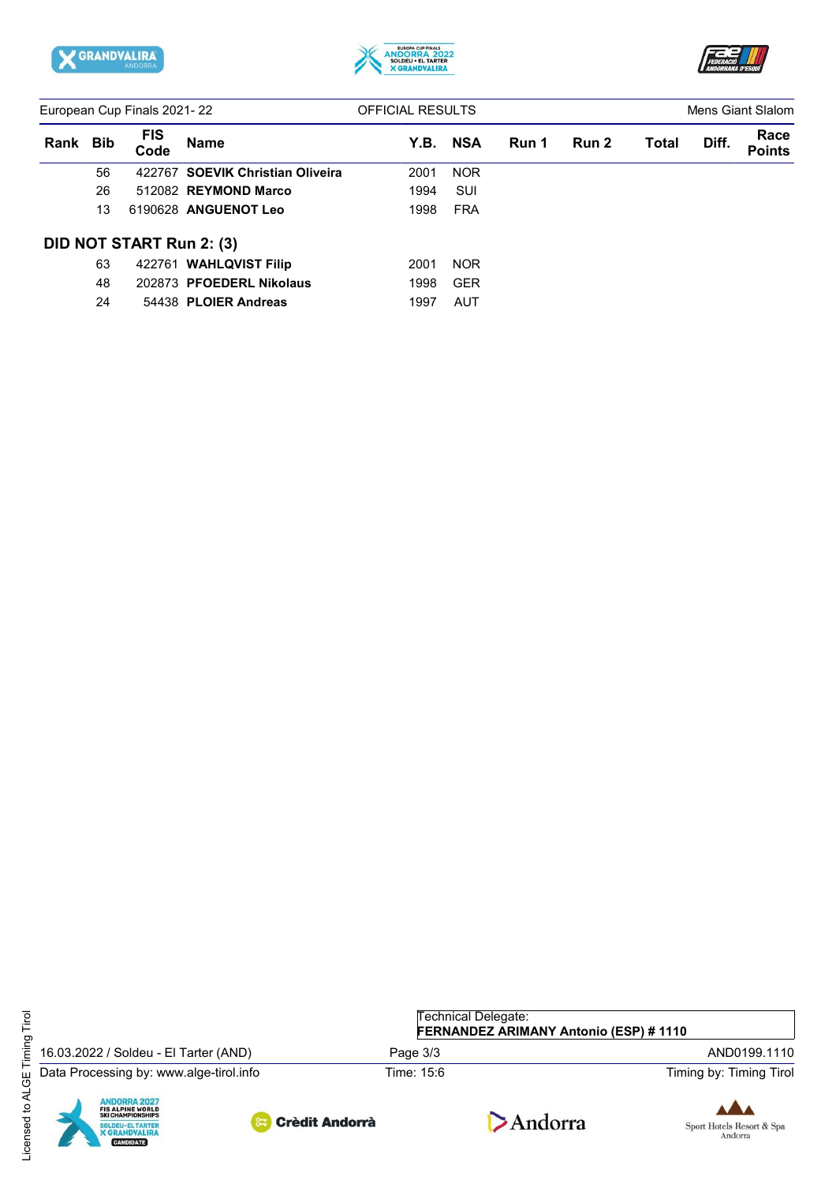| Rank | Bib | FIS Code | Name | Y.B. | NSA | Run 1 | Run 2 | Total | Diff. | Race Points |
|---|---|---|---|---|---|---|---|---|---|---|
| | 56 | 422767 | **SOEVIK Christian Oliveira** | 2001 | NOR | | | | | |
| | 26 | 512082 | **REYMOND Marco** | 1994 | SUI | | | | | |
| | 13 | 6190628 | **ANGUENOT Leo** | 1998 | FRA | | | | | |

## DID NOT START Run 2: (3)

| Rank | Bib | FIS Code | Name | Y.B. | NSA | Run 1 | Run 2 | Total | Diff. | Race Points |
|---|---|---|---|---|---|---|---|---|---|---|
| | 63 | 422761 | **WAHLQVIST Filip** | 2001 | NOR | | | | | |
| | 48 | 202873 | **PFOEDERL Nikolaus** | 1998 | GER | | | | | |
| | 24 | 54438 | **PLOIER Andreas** | 1997 | AUT | | | | | |

Technical Delegate:
**FERNANDEZ ARIMANY Antonio (ESP) # 1110**

16.03.2022 / Soldeu - El Tarter (AND)

AND0199.1110

Data Processing by: www.alge-tirol.info

Time: 15:6

Timing by: Timing Tirol